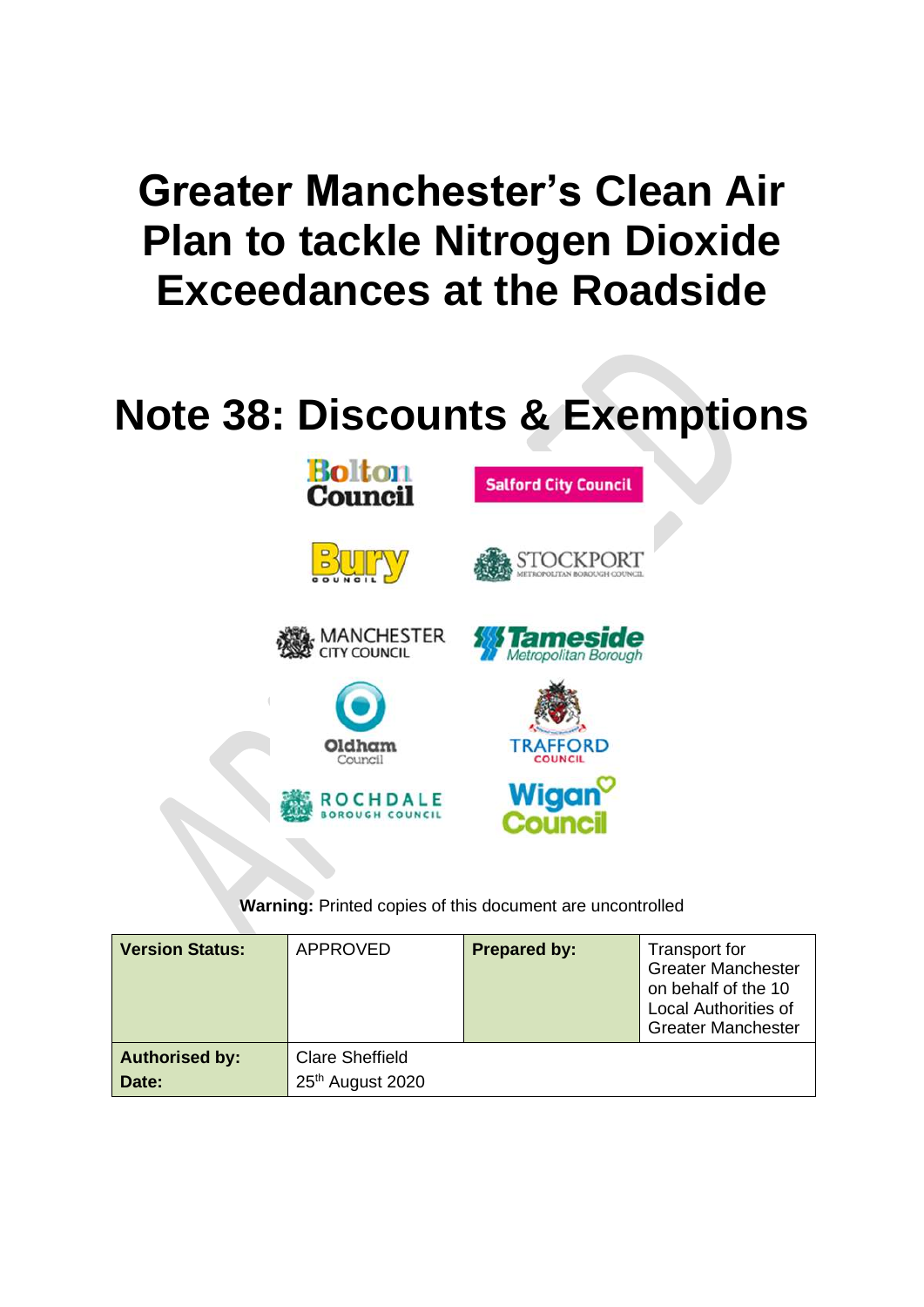# Greater Manchester's Clean Air Plan to tackle Nitrogen Dioxide Exceedances at the Roadside

# Note 38: Discounts & Exemptions

Bolton Council

Salford City Council

Bury Council

Stockport Metropolitan Borough Council

Manchester City Council

Tameside Metropolitan Borough

Oldham Council

Trafford Council

Rochdale Borough Council

Wigan Council

**Warning:** Printed copies of this document are uncontrolled

| **Version Status:** | APPROVED | **Prepared by:** | Transport for Greater Manchester on behalf of the 10 Local Authorities of Greater Manchester |
|---|---|---|---|
| **Authorised by:** | Clare Sheffield | | |
| **Date:** | 25th August 2020 | | |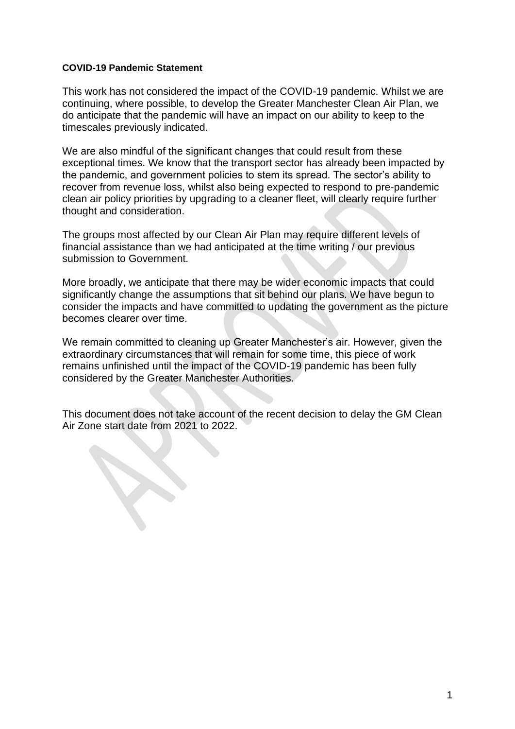**COVID-19 Pandemic Statement**

This work has not considered the impact of the COVID-19 pandemic. Whilst we are continuing, where possible, to develop the Greater Manchester Clean Air Plan, we do anticipate that the pandemic will have an impact on our ability to keep to the timescales previously indicated.

We are also mindful of the significant changes that could result from these exceptional times. We know that the transport sector has already been impacted by the pandemic, and government policies to stem its spread. The sector's ability to recover from revenue loss, whilst also being expected to respond to pre-pandemic clean air policy priorities by upgrading to a cleaner fleet, will clearly require further thought and consideration.

The groups most affected by our Clean Air Plan may require different levels of financial assistance than we had anticipated at the time writing / our previous submission to Government.

More broadly, we anticipate that there may be wider economic impacts that could significantly change the assumptions that sit behind our plans. We have begun to consider the impacts and have committed to updating the government as the picture becomes clearer over time.

We remain committed to cleaning up Greater Manchester's air. However, given the extraordinary circumstances that will remain for some time, this piece of work remains unfinished until the impact of the COVID-19 pandemic has been fully considered by the Greater Manchester Authorities.

This document does not take account of the recent decision to delay the GM Clean Air Zone start date from 2021 to 2022.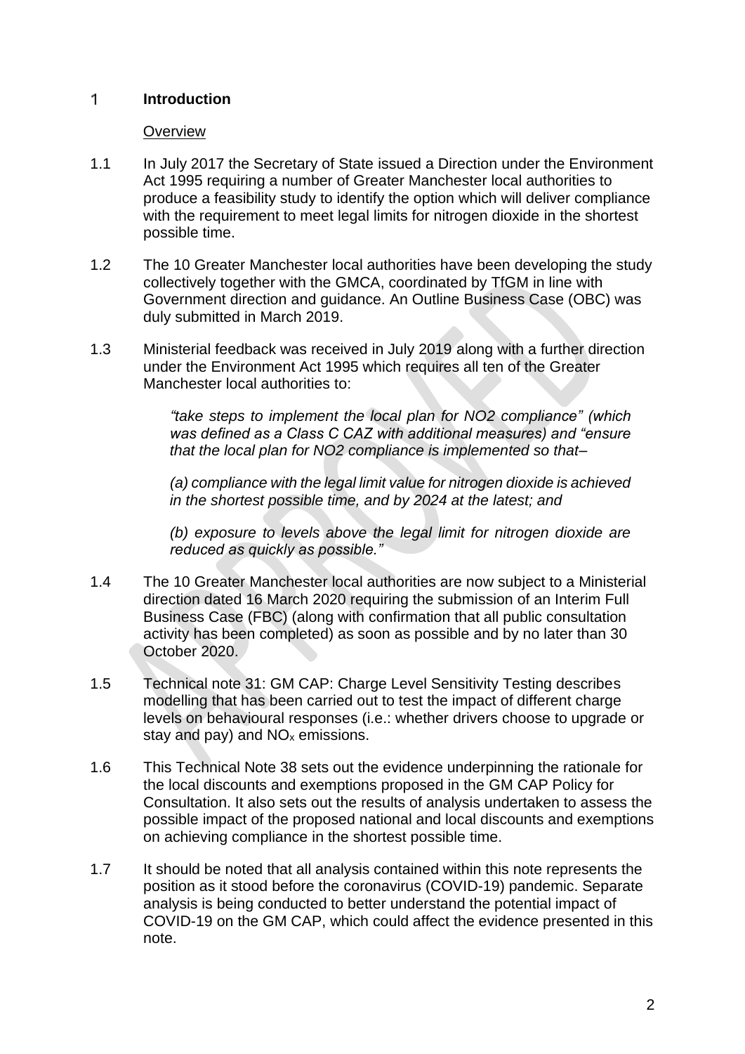# 1 Introduction

## Overview

1.1 In July 2017 the Secretary of State issued a Direction under the Environment Act 1995 requiring a number of Greater Manchester local authorities to produce a feasibility study to identify the option which will deliver compliance with the requirement to meet legal limits for nitrogen dioxide in the shortest possible time.

1.2 The 10 Greater Manchester local authorities have been developing the study collectively together with the GMCA, coordinated by TfGM in line with Government direction and guidance. An Outline Business Case (OBC) was duly submitted in March 2019.

1.3 Ministerial feedback was received in July 2019 along with a further direction under the Environment Act 1995 which requires all ten of the Greater Manchester local authorities to:

> *"take steps to implement the local plan for NO2 compliance" (which was defined as a Class C CAZ with additional measures) and "ensure that the local plan for NO2 compliance is implemented so that–*
>
> *(a) compliance with the legal limit value for nitrogen dioxide is achieved in the shortest possible time, and by 2024 at the latest; and*
>
> *(b) exposure to levels above the legal limit for nitrogen dioxide are reduced as quickly as possible."*

1.4 The 10 Greater Manchester local authorities are now subject to a Ministerial direction dated 16 March 2020 requiring the submission of an Interim Full Business Case (FBC) (along with confirmation that all public consultation activity has been completed) as soon as possible and by no later than 30 October 2020.

1.5 Technical note 31: GM CAP: Charge Level Sensitivity Testing describes modelling that has been carried out to test the impact of different charge levels on behavioural responses (i.e.: whether drivers choose to upgrade or stay and pay) and $NO_x$ emissions.

1.6 This Technical Note 38 sets out the evidence underpinning the rationale for the local discounts and exemptions proposed in the GM CAP Policy for Consultation. It also sets out the results of analysis undertaken to assess the possible impact of the proposed national and local discounts and exemptions on achieving compliance in the shortest possible time.

1.7 It should be noted that all analysis contained within this note represents the position as it stood before the coronavirus (COVID-19) pandemic. Separate analysis is being conducted to better understand the potential impact of COVID-19 on the GM CAP, which could affect the evidence presented in this note.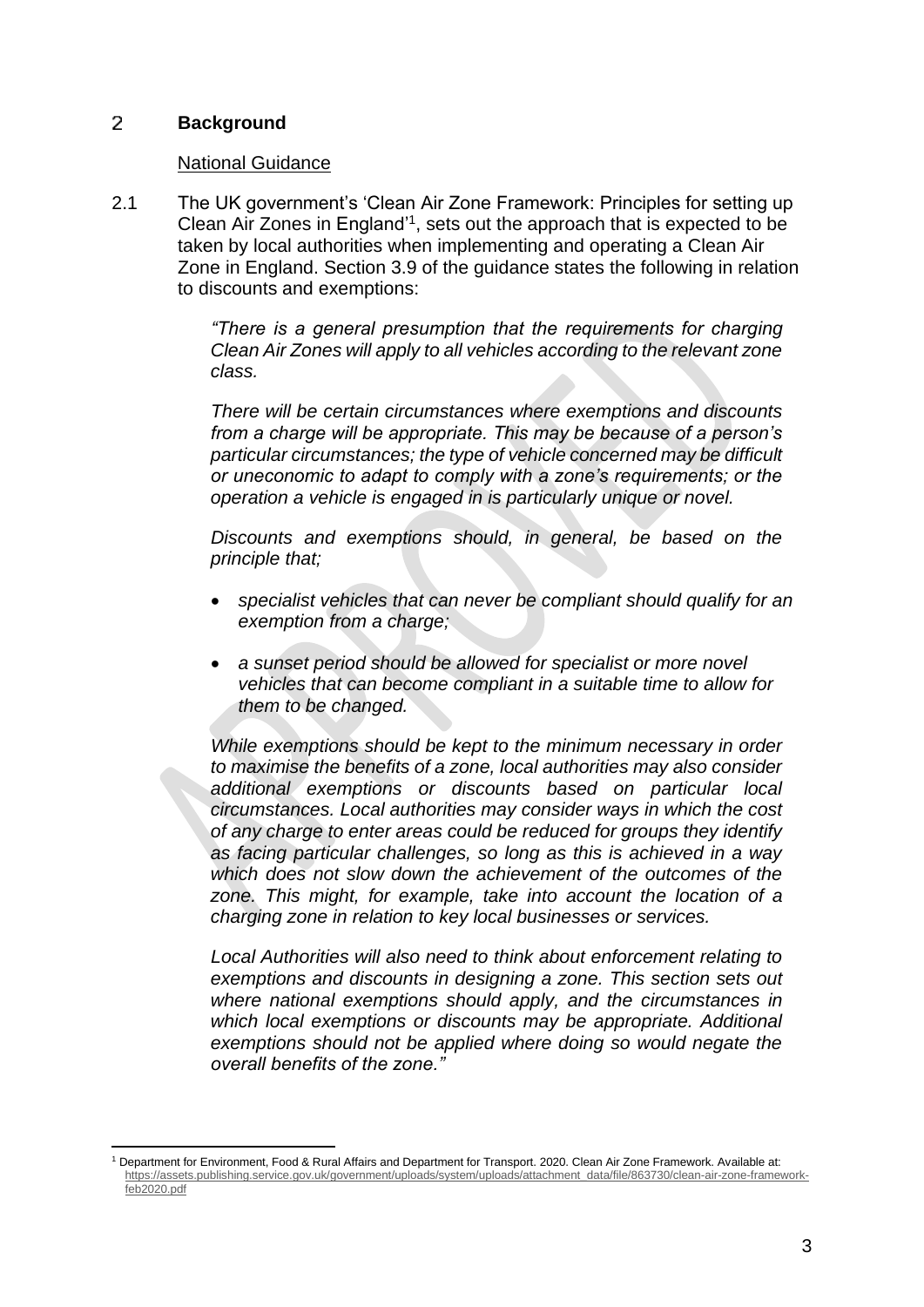## 2 Background

National Guidance

2.1 The UK government's 'Clean Air Zone Framework: Principles for setting up Clean Air Zones in England'[1], sets out the approach that is expected to be taken by local authorities when implementing and operating a Clean Air Zone in England. Section 3.9 of the guidance states the following in relation to discounts and exemptions:

> *"There is a general presumption that the requirements for charging Clean Air Zones will apply to all vehicles according to the relevant zone class.*
>
> *There will be certain circumstances where exemptions and discounts from a charge will be appropriate. This may be because of a person's particular circumstances; the type of vehicle concerned may be difficult or uneconomic to adapt to comply with a zone's requirements; or the operation a vehicle is engaged in is particularly unique or novel.*
>
> *Discounts and exemptions should, in general, be based on the principle that;*
>
> - *specialist vehicles that can never be compliant should qualify for an exemption from a charge;*
> - *a sunset period should be allowed for specialist or more novel vehicles that can become compliant in a suitable time to allow for them to be changed.*
>
> *While exemptions should be kept to the minimum necessary in order to maximise the benefits of a zone, local authorities may also consider additional exemptions or discounts based on particular local circumstances. Local authorities may consider ways in which the cost of any charge to enter areas could be reduced for groups they identify as facing particular challenges, so long as this is achieved in a way which does not slow down the achievement of the outcomes of the zone. This might, for example, take into account the location of a charging zone in relation to key local businesses or services.*
>
> *Local Authorities will also need to think about enforcement relating to exemptions and discounts in designing a zone. This section sets out where national exemptions should apply, and the circumstances in which local exemptions or discounts may be appropriate. Additional exemptions should not be applied where doing so would negate the overall benefits of the zone."*

[1] Department for Environment, Food & Rural Affairs and Department for Transport. 2020. Clean Air Zone Framework. Available at: https://assets.publishing.service.gov.uk/government/uploads/system/uploads/attachment_data/file/863730/clean-air-zone-framework-feb2020.pdf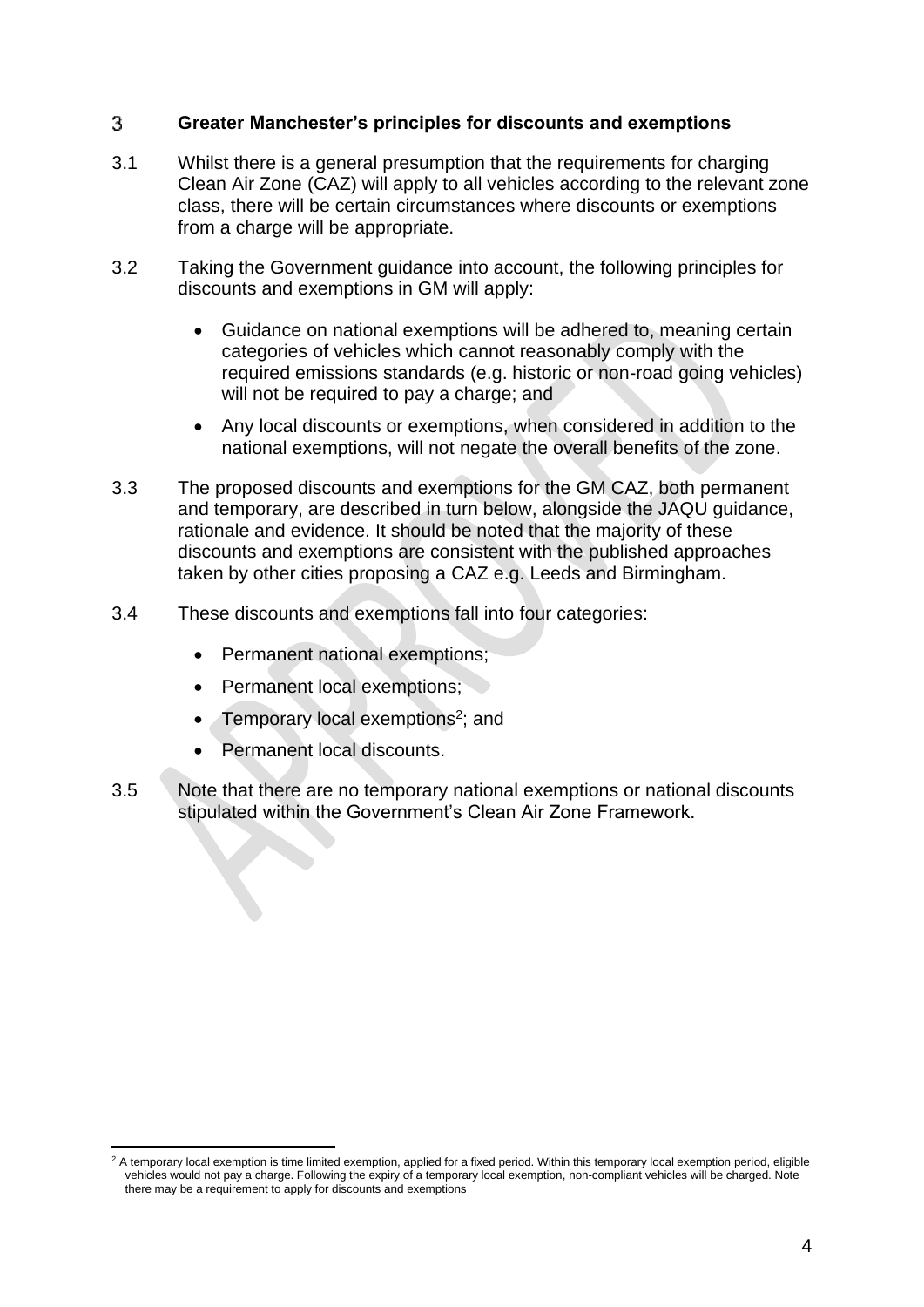## 3 Greater Manchester's principles for discounts and exemptions

3.1 Whilst there is a general presumption that the requirements for charging Clean Air Zone (CAZ) will apply to all vehicles according to the relevant zone class, there will be certain circumstances where discounts or exemptions from a charge will be appropriate.

3.2 Taking the Government guidance into account, the following principles for discounts and exemptions in GM will apply:

- Guidance on national exemptions will be adhered to, meaning certain categories of vehicles which cannot reasonably comply with the required emissions standards (e.g. historic or non-road going vehicles) will not be required to pay a charge; and
- Any local discounts or exemptions, when considered in addition to the national exemptions, will not negate the overall benefits of the zone.

3.3 The proposed discounts and exemptions for the GM CAZ, both permanent and temporary, are described in turn below, alongside the JAQU guidance, rationale and evidence. It should be noted that the majority of these discounts and exemptions are consistent with the published approaches taken by other cities proposing a CAZ e.g. Leeds and Birmingham.

3.4 These discounts and exemptions fall into four categories:

- Permanent national exemptions;
- Permanent local exemptions;
- Temporary local exemptions[2]; and
- Permanent local discounts.

3.5 Note that there are no temporary national exemptions or national discounts stipulated within the Government's Clean Air Zone Framework.

---

[2] A temporary local exemption is time limited exemption, applied for a fixed period. Within this temporary local exemption period, eligible vehicles would not pay a charge. Following the expiry of a temporary local exemption, non-compliant vehicles will be charged. Note there may be a requirement to apply for discounts and exemptions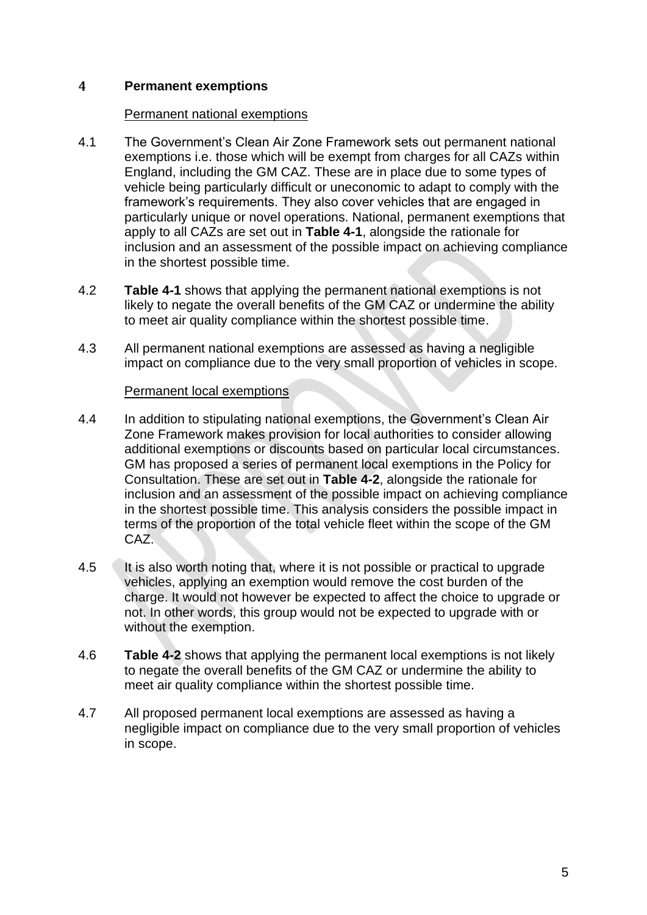## 4 Permanent exemptions

Permanent national exemptions

4.1 The Government's Clean Air Zone Framework sets out permanent national exemptions i.e. those which will be exempt from charges for all CAZs within England, including the GM CAZ. These are in place due to some types of vehicle being particularly difficult or uneconomic to adapt to comply with the framework's requirements. They also cover vehicles that are engaged in particularly unique or novel operations. National, permanent exemptions that apply to all CAZs are set out in **Table 4-1**, alongside the rationale for inclusion and an assessment of the possible impact on achieving compliance in the shortest possible time.

4.2 **Table 4-1** shows that applying the permanent national exemptions is not likely to negate the overall benefits of the GM CAZ or undermine the ability to meet air quality compliance within the shortest possible time.

4.3 All permanent national exemptions are assessed as having a negligible impact on compliance due to the very small proportion of vehicles in scope.

Permanent local exemptions

4.4 In addition to stipulating national exemptions, the Government's Clean Air Zone Framework makes provision for local authorities to consider allowing additional exemptions or discounts based on particular local circumstances. GM has proposed a series of permanent local exemptions in the Policy for Consultation. These are set out in **Table 4-2**, alongside the rationale for inclusion and an assessment of the possible impact on achieving compliance in the shortest possible time. This analysis considers the possible impact in terms of the proportion of the total vehicle fleet within the scope of the GM CAZ.

4.5 It is also worth noting that, where it is not possible or practical to upgrade vehicles, applying an exemption would remove the cost burden of the charge. It would not however be expected to affect the choice to upgrade or not. In other words, this group would not be expected to upgrade with or without the exemption.

4.6 **Table 4-2** shows that applying the permanent local exemptions is not likely to negate the overall benefits of the GM CAZ or undermine the ability to meet air quality compliance within the shortest possible time.

4.7 All proposed permanent local exemptions are assessed as having a negligible impact on compliance due to the very small proportion of vehicles in scope.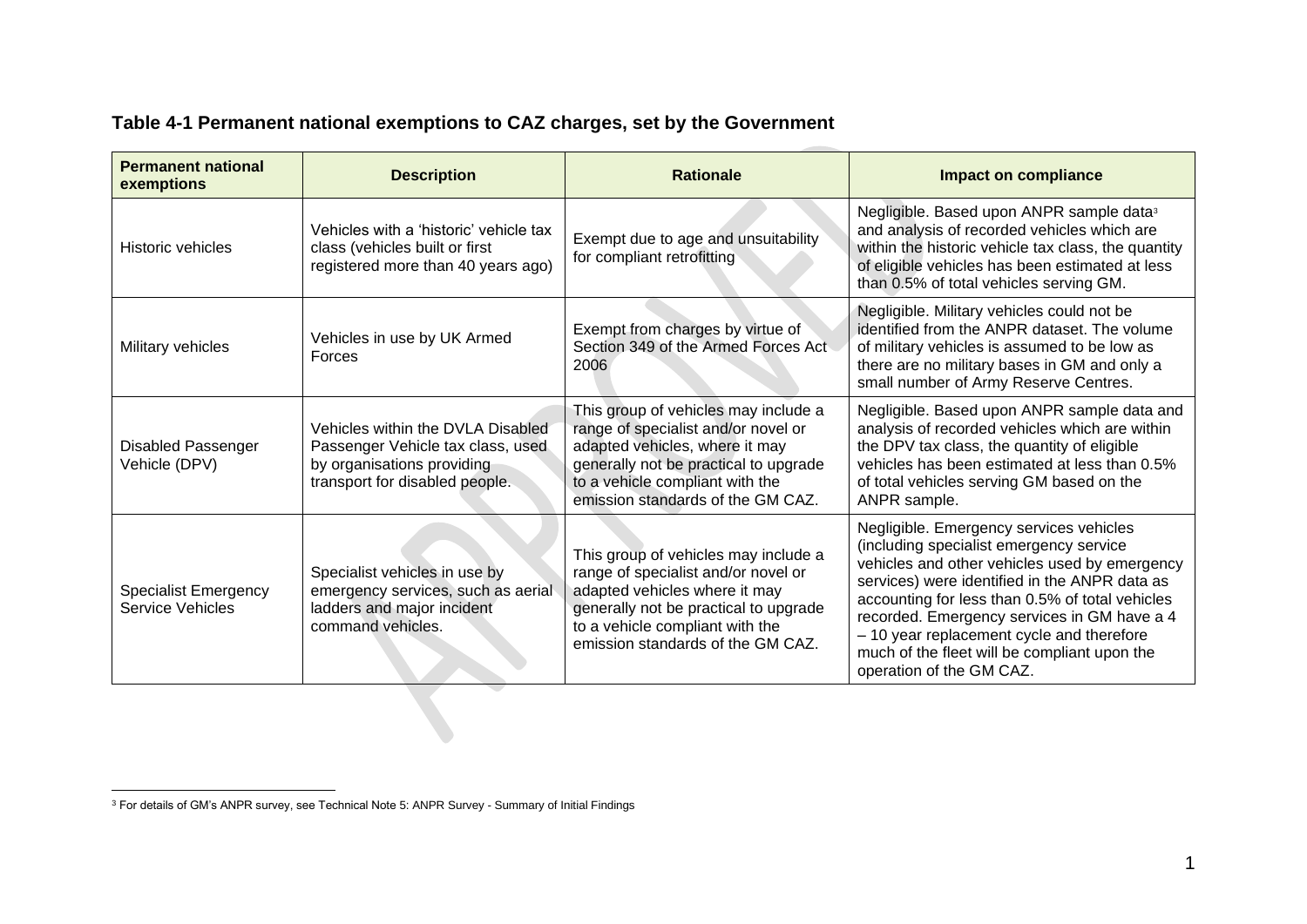**Table 4-1 Permanent national exemptions to CAZ charges, set by the Government**

| Permanent national exemptions | Description | Rationale | Impact on compliance |
|---|---|---|---|
| Historic vehicles | Vehicles with a 'historic' vehicle tax class (vehicles built or first registered more than 40 years ago) | Exempt due to age and unsuitability for compliant retrofitting | Negligible. Based upon ANPR sample data[3] and analysis of recorded vehicles which are within the historic vehicle tax class, the quantity of eligible vehicles has been estimated at less than 0.5% of total vehicles serving GM. |
| Military vehicles | Vehicles in use by UK Armed Forces | Exempt from charges by virtue of Section 349 of the Armed Forces Act 2006 | Negligible. Military vehicles could not be identified from the ANPR dataset. The volume of military vehicles is assumed to be low as there are no military bases in GM and only a small number of Army Reserve Centres. |
| Disabled Passenger Vehicle (DPV) | Vehicles within the DVLA Disabled Passenger Vehicle tax class, used by organisations providing transport for disabled people. | This group of vehicles may include a range of specialist and/or novel or adapted vehicles, where it may generally not be practical to upgrade to a vehicle compliant with the emission standards of the GM CAZ. | Negligible. Based upon ANPR sample data and analysis of recorded vehicles which are within the DPV tax class, the quantity of eligible vehicles has been estimated at less than 0.5% of total vehicles serving GM based on the ANPR sample. |
| Specialist Emergency Service Vehicles | Specialist vehicles in use by emergency services, such as aerial ladders and major incident command vehicles. | This group of vehicles may include a range of specialist and/or novel or adapted vehicles where it may generally not be practical to upgrade to a vehicle compliant with the emission standards of the GM CAZ. | Negligible. Emergency services vehicles (including specialist emergency service vehicles and other vehicles used by emergency services) were identified in the ANPR data as accounting for less than 0.5% of total vehicles recorded. Emergency services in GM have a 4 – 10 year replacement cycle and therefore much of the fleet will be compliant upon the operation of the GM CAZ. |

[3] For details of GM's ANPR survey, see Technical Note 5: ANPR Survey - Summary of Initial Findings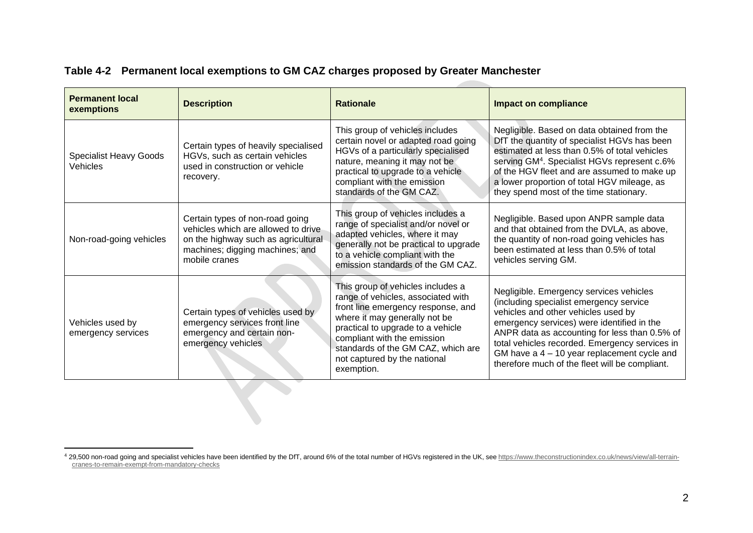**Table 4-2 Permanent local exemptions to GM CAZ charges proposed by Greater Manchester**

| Permanent local exemptions | Description | Rationale | Impact on compliance |
|---|---|---|---|
| Specialist Heavy Goods Vehicles | Certain types of heavily specialised HGVs, such as certain vehicles used in construction or vehicle recovery. | This group of vehicles includes certain novel or adapted road going HGVs of a particularly specialised nature, meaning it may not be practical to upgrade to a vehicle compliant with the emission standards of the GM CAZ. | Negligible. Based on data obtained from the DfT the quantity of specialist HGVs has been estimated at less than 0.5% of total vehicles serving GM[4]. Specialist HGVs represent c.6% of the HGV fleet and are assumed to make up a lower proportion of total HGV mileage, as they spend most of the time stationary. |
| Non-road-going vehicles | Certain types of non-road going vehicles which are allowed to drive on the highway such as agricultural machines; digging machines; and mobile cranes | This group of vehicles includes a range of specialist and/or novel or adapted vehicles, where it may generally not be practical to upgrade to a vehicle compliant with the emission standards of the GM CAZ. | Negligible. Based upon ANPR sample data and that obtained from the DVLA, as above, the quantity of non-road going vehicles has been estimated at less than 0.5% of total vehicles serving GM. |
| Vehicles used by emergency services | Certain types of vehicles used by emergency services front line emergency and certain non-emergency vehicles | This group of vehicles includes a range of vehicles, associated with front line emergency response, and where it may generally not be practical to upgrade to a vehicle compliant with the emission standards of the GM CAZ, which are not captured by the national exemption. | Negligible. Emergency services vehicles (including specialist emergency service vehicles and other vehicles used by emergency services) were identified in the ANPR data as accounting for less than 0.5% of total vehicles recorded. Emergency services in GM have a 4 – 10 year replacement cycle and therefore much of the fleet will be compliant. |

[4] 29,500 non-road going and specialist vehicles have been identified by the DfT, around 6% of the total number of HGVs registered in the UK, see https://www.theconstructionindex.co.uk/news/view/all-terrain-cranes-to-remain-exempt-from-mandatory-checks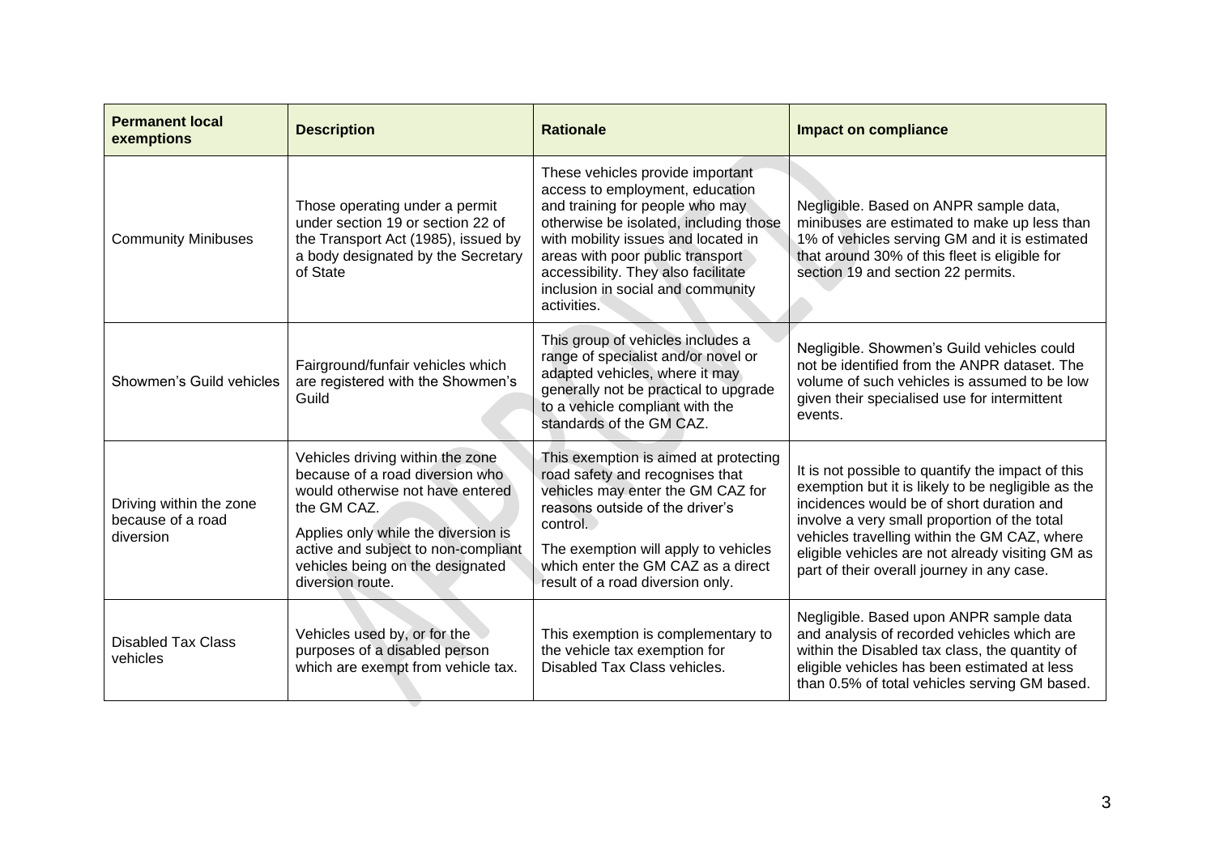| Permanent local exemptions | Description | Rationale | Impact on compliance |
|---|---|---|---|
| Community Minibuses | Those operating under a permit under section 19 or section 22 of the Transport Act (1985), issued by a body designated by the Secretary of State | These vehicles provide important access to employment, education and training for people who may otherwise be isolated, including those with mobility issues and located in areas with poor public transport accessibility. They also facilitate inclusion in social and community activities. | Negligible. Based on ANPR sample data, minibuses are estimated to make up less than 1% of vehicles serving GM and it is estimated that around 30% of this fleet is eligible for section 19 and section 22 permits. |
| Showmen's Guild vehicles | Fairground/funfair vehicles which are registered with the Showmen's Guild | This group of vehicles includes a range of specialist and/or novel or adapted vehicles, where it may generally not be practical to upgrade to a vehicle compliant with the standards of the GM CAZ. | Negligible. Showmen's Guild vehicles could not be identified from the ANPR dataset. The volume of such vehicles is assumed to be low given their specialised use for intermittent events. |
| Driving within the zone because of a road diversion | Vehicles driving within the zone because of a road diversion who would otherwise not have entered the GM CAZ.<br><br>Applies only while the diversion is active and subject to non-compliant vehicles being on the designated diversion route. | This exemption is aimed at protecting road safety and recognises that vehicles may enter the GM CAZ for reasons outside of the driver's control.<br><br>The exemption will apply to vehicles which enter the GM CAZ as a direct result of a road diversion only. | It is not possible to quantify the impact of this exemption but it is likely to be negligible as the incidences would be of short duration and involve a very small proportion of the total vehicles travelling within the GM CAZ, where eligible vehicles are not already visiting GM as part of their overall journey in any case. |
| Disabled Tax Class vehicles | Vehicles used by, or for the purposes of a disabled person which are exempt from vehicle tax. | This exemption is complementary to the vehicle tax exemption for Disabled Tax Class vehicles. | Negligible. Based upon ANPR sample data and analysis of recorded vehicles which are within the Disabled tax class, the quantity of eligible vehicles has been estimated at less than 0.5% of total vehicles serving GM based. |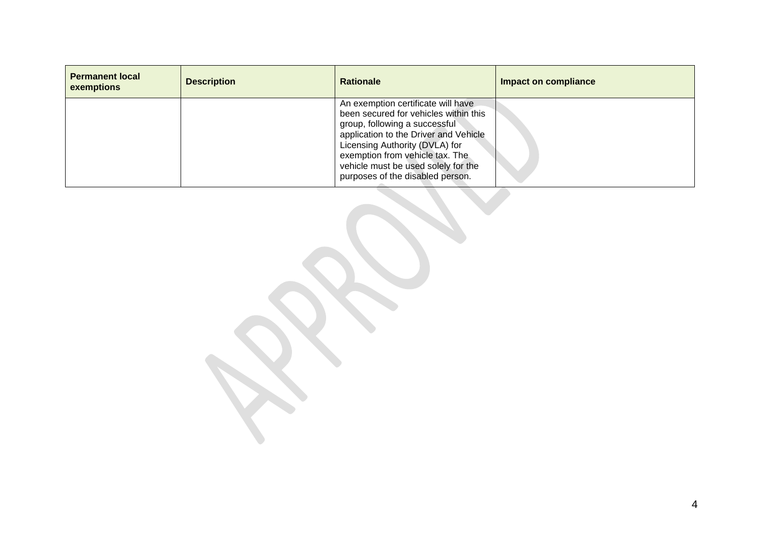| Permanent local exemptions | Description | Rationale | Impact on compliance |
|---|---|---|---|
| | | An exemption certificate will have been secured for vehicles within this group, following a successful application to the Driver and Vehicle Licensing Authority (DVLA) for exemption from vehicle tax. The vehicle must be used solely for the purposes of the disabled person. | |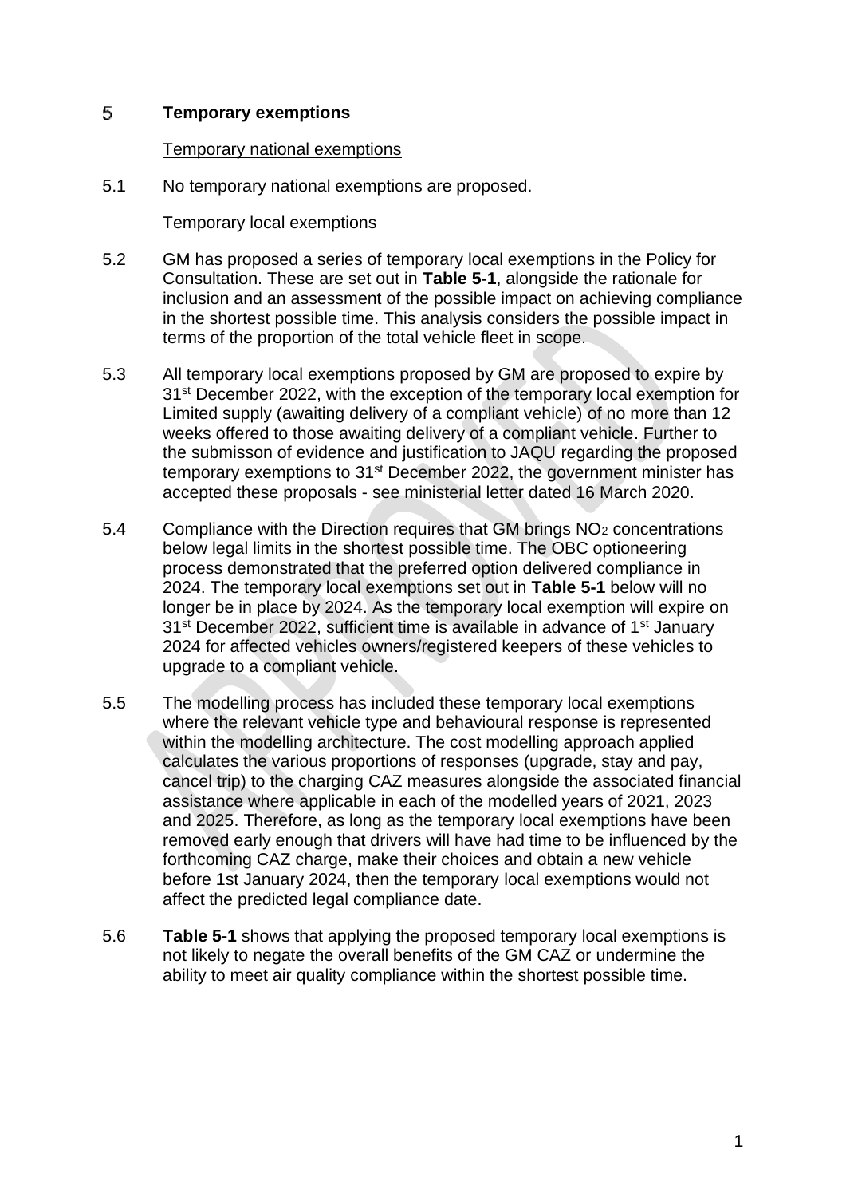# 5 Temporary exemptions

Temporary national exemptions

5.1 No temporary national exemptions are proposed.

Temporary local exemptions

5.2 GM has proposed a series of temporary local exemptions in the Policy for Consultation. These are set out in **Table 5-1**, alongside the rationale for inclusion and an assessment of the possible impact on achieving compliance in the shortest possible time. This analysis considers the possible impact in terms of the proportion of the total vehicle fleet in scope.

5.3 All temporary local exemptions proposed by GM are proposed to expire by 31st December 2022, with the exception of the temporary local exemption for Limited supply (awaiting delivery of a compliant vehicle) of no more than 12 weeks offered to those awaiting delivery of a compliant vehicle. Further to the submisson of evidence and justification to JAQU regarding the proposed temporary exemptions to 31st December 2022, the government minister has accepted these proposals - see ministerial letter dated 16 March 2020.

5.4 Compliance with the Direction requires that GM brings $NO_2$ concentrations below legal limits in the shortest possible time. The OBC optioneering process demonstrated that the preferred option delivered compliance in 2024. The temporary local exemptions set out in **Table 5-1** below will no longer be in place by 2024. As the temporary local exemption will expire on 31st December 2022, sufficient time is available in advance of 1st January 2024 for affected vehicles owners/registered keepers of these vehicles to upgrade to a compliant vehicle.

5.5 The modelling process has included these temporary local exemptions where the relevant vehicle type and behavioural response is represented within the modelling architecture. The cost modelling approach applied calculates the various proportions of responses (upgrade, stay and pay, cancel trip) to the charging CAZ measures alongside the associated financial assistance where applicable in each of the modelled years of 2021, 2023 and 2025. Therefore, as long as the temporary local exemptions have been removed early enough that drivers will have had time to be influenced by the forthcoming CAZ charge, make their choices and obtain a new vehicle before 1st January 2024, then the temporary local exemptions would not affect the predicted legal compliance date.

5.6 **Table 5-1** shows that applying the proposed temporary local exemptions is not likely to negate the overall benefits of the GM CAZ or undermine the ability to meet air quality compliance within the shortest possible time.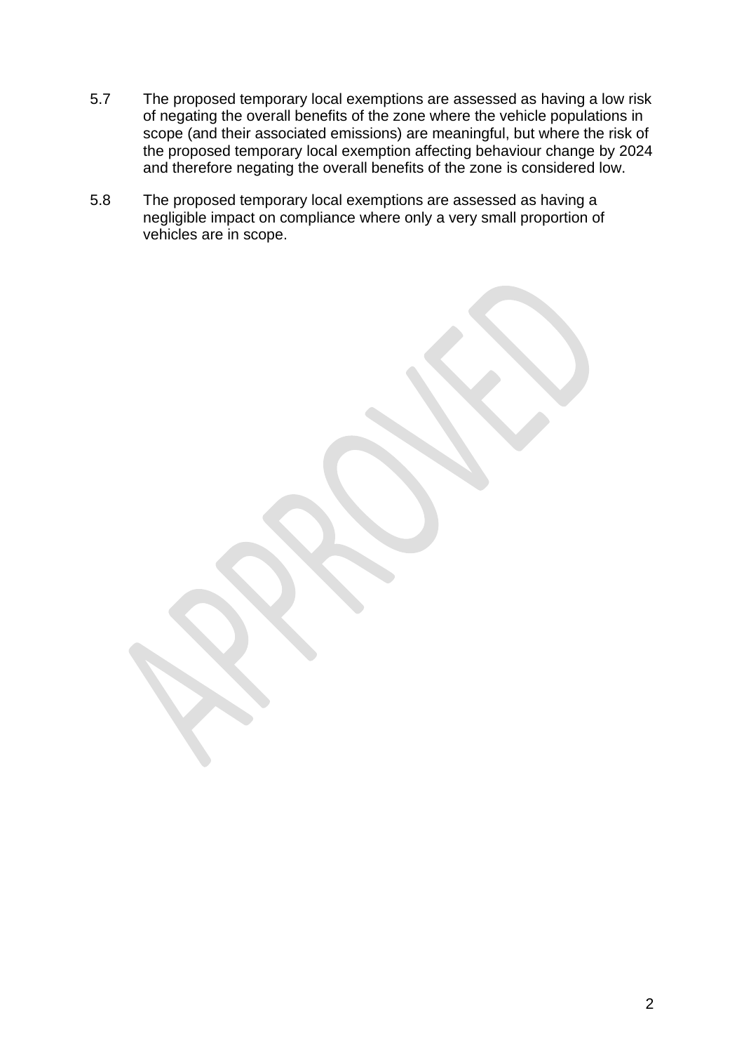5.7 The proposed temporary local exemptions are assessed as having a low risk of negating the overall benefits of the zone where the vehicle populations in scope (and their associated emissions) are meaningful, but where the risk of the proposed temporary local exemption affecting behaviour change by 2024 and therefore negating the overall benefits of the zone is considered low.

5.8 The proposed temporary local exemptions are assessed as having a negligible impact on compliance where only a very small proportion of vehicles are in scope.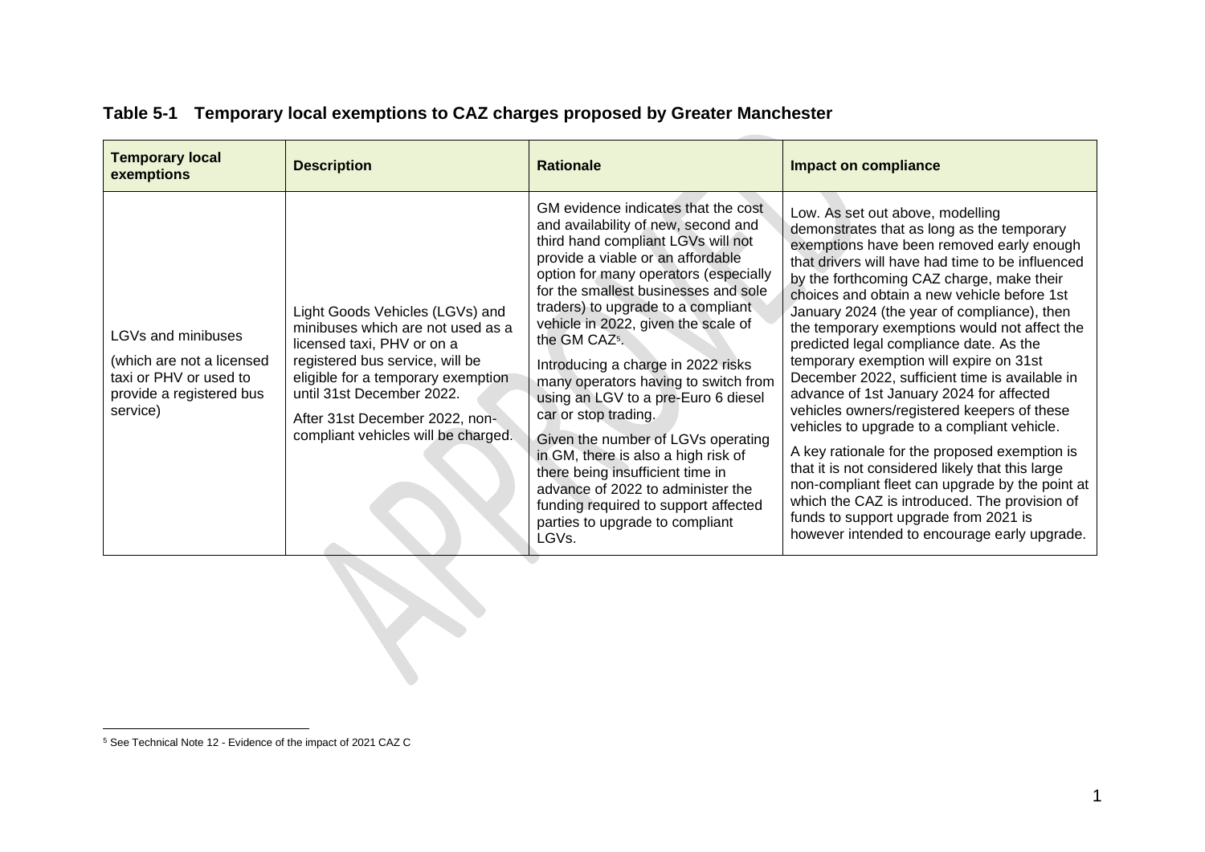**Table 5-1 Temporary local exemptions to CAZ charges proposed by Greater Manchester**

| Temporary local exemptions | Description | Rationale | Impact on compliance |
|---|---|---|---|
| LGVs and minibuses<br><br>(which are not a licensed taxi or PHV or used to provide a registered bus service) | Light Goods Vehicles (LGVs) and minibuses which are not used as a licensed taxi, PHV or on a registered bus service, will be eligible for a temporary exemption until 31st December 2022.<br><br>After 31st December 2022, non-compliant vehicles will be charged. | GM evidence indicates that the cost and availability of new, second and third hand compliant LGVs will not provide a viable or an affordable option for many operators (especially for the smallest businesses and sole traders) to upgrade to a compliant vehicle in 2022, given the scale of the GM CAZ[5].<br><br>Introducing a charge in 2022 risks many operators having to switch from using an LGV to a pre-Euro 6 diesel car or stop trading.<br><br>Given the number of LGVs operating in GM, there is also a high risk of there being insufficient time in advance of 2022 to administer the funding required to support affected parties to upgrade to compliant LGVs. | Low. As set out above, modelling demonstrates that as long as the temporary exemptions have been removed early enough that drivers will have had time to be influenced by the forthcoming CAZ charge, make their choices and obtain a new vehicle before 1st January 2024 (the year of compliance), then the temporary exemptions would not affect the predicted legal compliance date. As the temporary exemption will expire on 31st December 2022, sufficient time is available in advance of 1st January 2024 for affected vehicles owners/registered keepers of these vehicles to upgrade to a compliant vehicle.<br><br>A key rationale for the proposed exemption is that it is not considered likely that this large non-compliant fleet can upgrade by the point at which the CAZ is introduced. The provision of funds to support upgrade from 2021 is however intended to encourage early upgrade. |

[5] See Technical Note 12 - Evidence of the impact of 2021 CAZ C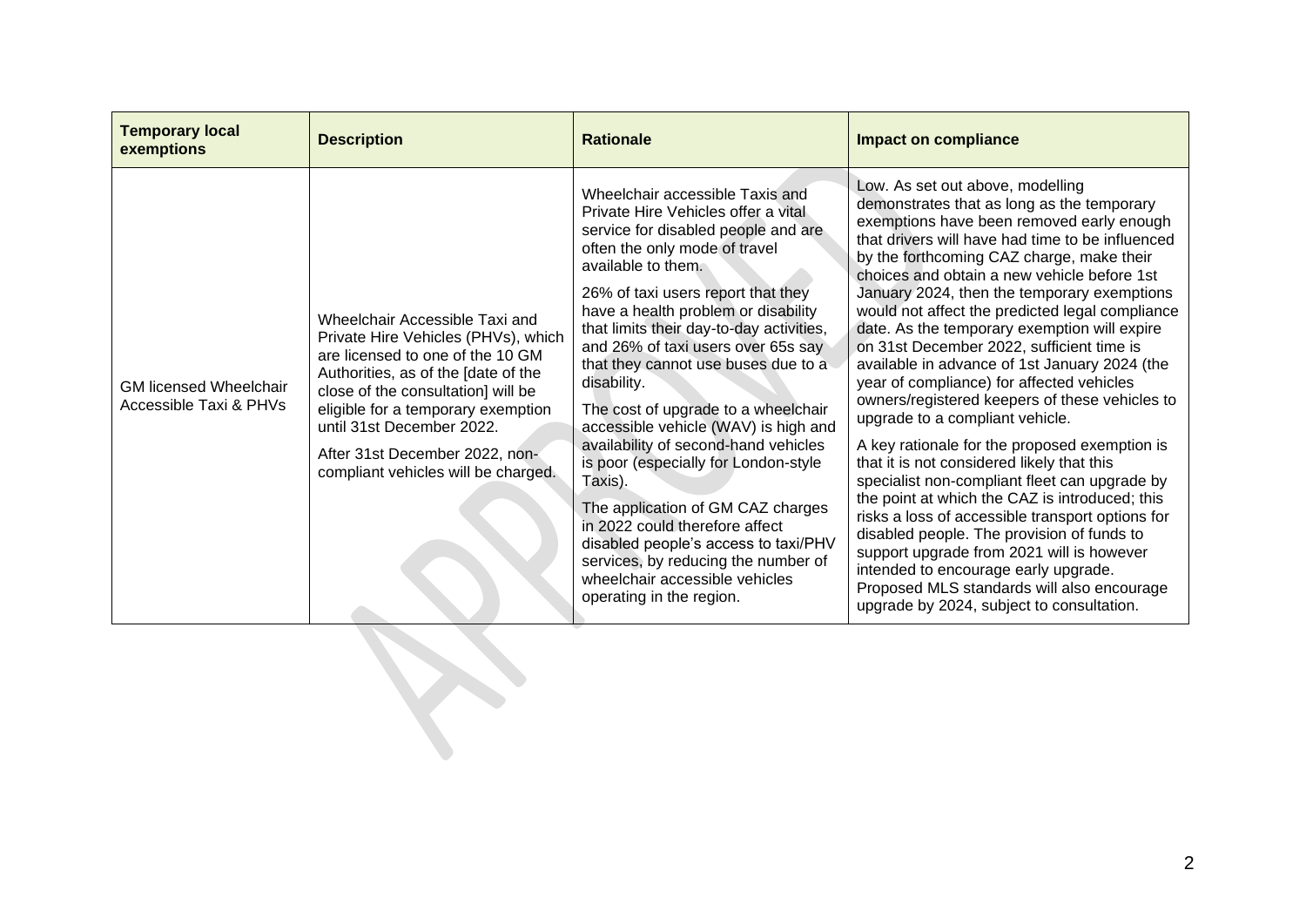| Temporary local exemptions | Description | Rationale | Impact on compliance |
|---|---|---|---|
| GM licensed Wheelchair Accessible Taxi & PHVs | Wheelchair Accessible Taxi and Private Hire Vehicles (PHVs), which are licensed to one of the 10 GM Authorities, as of the [date of the close of the consultation] will be eligible for a temporary exemption until 31st December 2022.<br><br>After 31st December 2022, non-compliant vehicles will be charged. | Wheelchair accessible Taxis and Private Hire Vehicles offer a vital service for disabled people and are often the only mode of travel available to them.<br><br>26% of taxi users report that they have a health problem or disability that limits their day-to-day activities, and 26% of taxi users over 65s say that they cannot use buses due to a disability.<br><br>The cost of upgrade to a wheelchair accessible vehicle (WAV) is high and availability of second-hand vehicles is poor (especially for London-style Taxis).<br><br>The application of GM CAZ charges in 2022 could therefore affect disabled people's access to taxi/PHV services, by reducing the number of wheelchair accessible vehicles operating in the region. | Low. As set out above, modelling demonstrates that as long as the temporary exemptions have been removed early enough that drivers will have had time to be influenced by the forthcoming CAZ charge, make their choices and obtain a new vehicle before 1st January 2024, then the temporary exemptions would not affect the predicted legal compliance date. As the temporary exemption will expire on 31st December 2022, sufficient time is available in advance of 1st January 2024 (the year of compliance) for affected vehicles owners/registered keepers of these vehicles to upgrade to a compliant vehicle.<br><br>A key rationale for the proposed exemption is that it is not considered likely that this specialist non-compliant fleet can upgrade by the point at which the CAZ is introduced; this risks a loss of accessible transport options for disabled people. The provision of funds to support upgrade from 2021 will is however intended to encourage early upgrade. Proposed MLS standards will also encourage upgrade by 2024, subject to consultation. |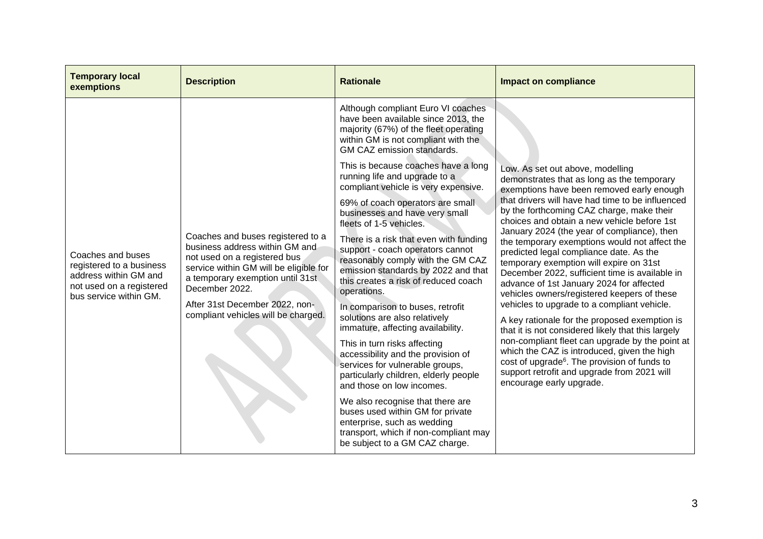| Temporary local exemptions | Description | Rationale | Impact on compliance |
| --- | --- | --- | --- |
| Coaches and buses registered to a business address within GM and not used on a registered bus service within GM. | Coaches and buses registered to a business address within GM and not used on a registered bus service within GM will be eligible for a temporary exemption until 31st December 2022.<br><br>After 31st December 2022, non-compliant vehicles will be charged. | Although compliant Euro VI coaches have been available since 2013, the majority (67%) of the fleet operating within GM is not compliant with the GM CAZ emission standards.<br><br>This is because coaches have a long running life and upgrade to a compliant vehicle is very expensive.<br><br>69% of coach operators are small businesses and have very small fleets of 1-5 vehicles.<br><br>There is a risk that even with funding support - coach operators cannot reasonably comply with the GM CAZ emission standards by 2022 and that this creates a risk of reduced coach operations.<br><br>In comparison to buses, retrofit solutions are also relatively immature, affecting availability.<br><br>This in turn risks affecting accessibility and the provision of services for vulnerable groups, particularly children, elderly people and those on low incomes.<br><br>We also recognise that there are buses used within GM for private enterprise, such as wedding transport, which if non-compliant may be subject to a GM CAZ charge. | Low. As set out above, modelling demonstrates that as long as the temporary exemptions have been removed early enough that drivers will have had time to be influenced by the forthcoming CAZ charge, make their choices and obtain a new vehicle before 1st January 2024 (the year of compliance), then the temporary exemptions would not affect the predicted legal compliance date. As the temporary exemption will expire on 31st December 2022, sufficient time is available in advance of 1st January 2024 for affected vehicles owners/registered keepers of these vehicles to upgrade to a compliant vehicle.<br><br>A key rationale for the proposed exemption is that it is not considered likely that this largely non-compliant fleet can upgrade by the point at which the CAZ is introduced, given the high cost of upgrade[6]. The provision of funds to support retrofit and upgrade from 2021 will encourage early upgrade. |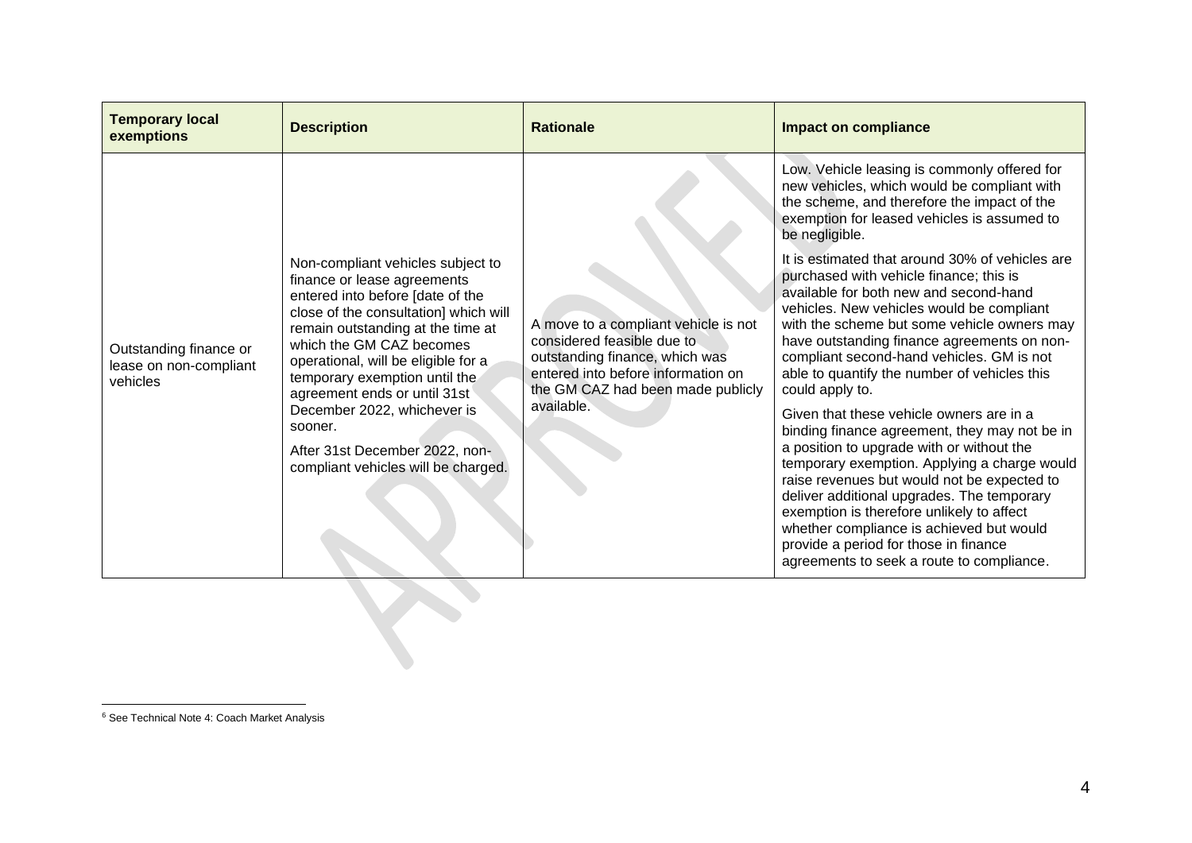| Temporary local exemptions | Description | Rationale | Impact on compliance |
|---|---|---|---|
| Outstanding finance or lease on non-compliant vehicles | Non-compliant vehicles subject to finance or lease agreements entered into before [date of the close of the consultation] which will remain outstanding at the time at which the GM CAZ becomes operational, will be eligible for a temporary exemption until the agreement ends or until 31st December 2022, whichever is sooner.<br><br>After 31st December 2022, non-compliant vehicles will be charged. | A move to a compliant vehicle is not considered feasible due to outstanding finance, which was entered into before information on the GM CAZ had been made publicly available. | Low. Vehicle leasing is commonly offered for new vehicles, which would be compliant with the scheme, and therefore the impact of the exemption for leased vehicles is assumed to be negligible.<br><br>It is estimated that around 30% of vehicles are purchased with vehicle finance; this is available for both new and second-hand vehicles. New vehicles would be compliant with the scheme but some vehicle owners may have outstanding finance agreements on non-compliant second-hand vehicles. GM is not able to quantify the number of vehicles this could apply to.<br><br>Given that these vehicle owners are in a binding finance agreement, they may not be in a position to upgrade with or without the temporary exemption. Applying a charge would raise revenues but would not be expected to deliver additional upgrades. The temporary exemption is therefore unlikely to affect whether compliance is achieved but would provide a period for those in finance agreements to seek a route to compliance. |

[6] See Technical Note 4: Coach Market Analysis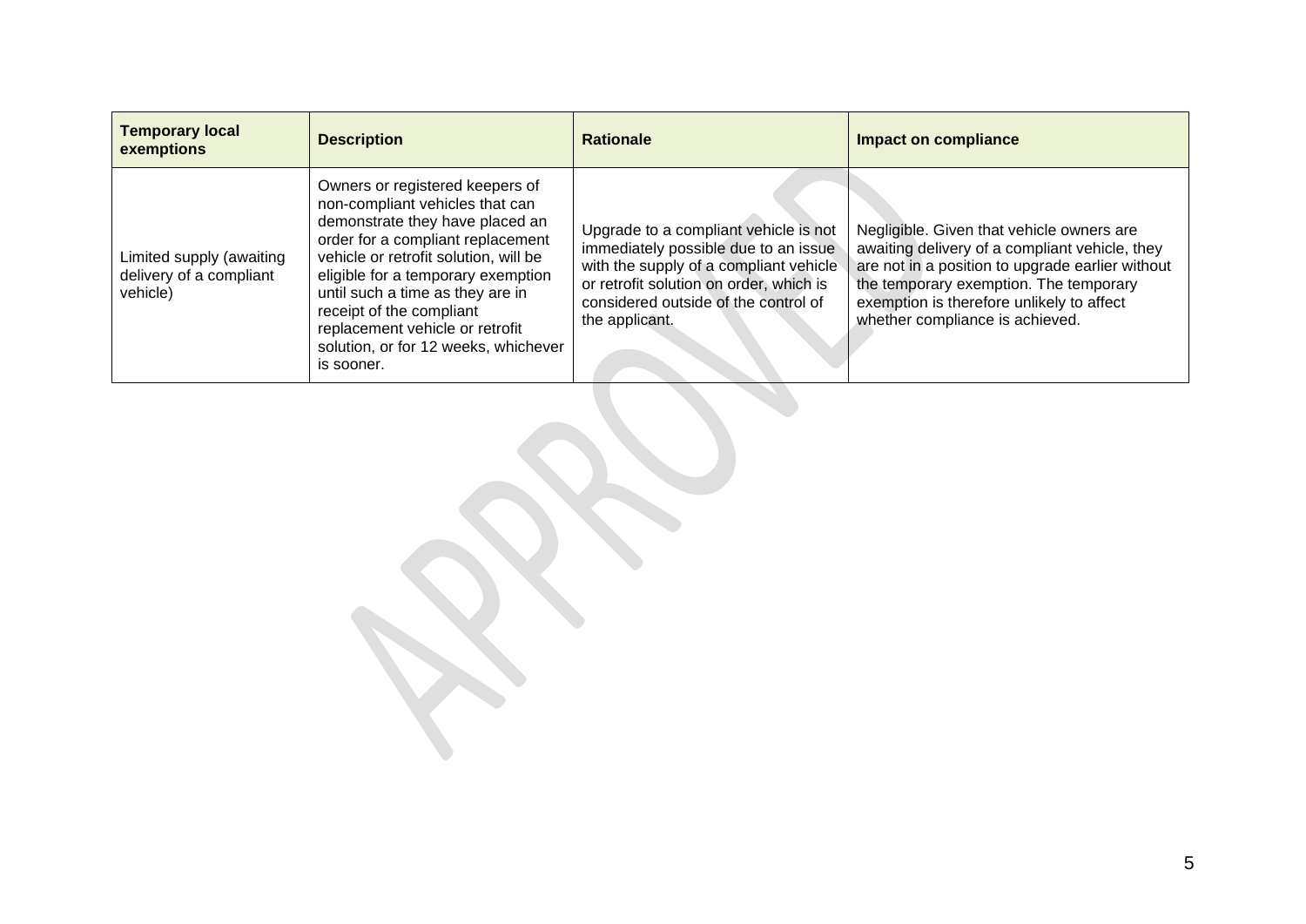| Temporary local exemptions | Description | Rationale | Impact on compliance |
| --- | --- | --- | --- |
| Limited supply (awaiting delivery of a compliant vehicle) | Owners or registered keepers of non-compliant vehicles that can demonstrate they have placed an order for a compliant replacement vehicle or retrofit solution, will be eligible for a temporary exemption until such a time as they are in receipt of the compliant replacement vehicle or retrofit solution, or for 12 weeks, whichever is sooner. | Upgrade to a compliant vehicle is not immediately possible due to an issue with the supply of a compliant vehicle or retrofit solution on order, which is considered outside of the control of the applicant. | Negligible. Given that vehicle owners are awaiting delivery of a compliant vehicle, they are not in a position to upgrade earlier without the temporary exemption. The temporary exemption is therefore unlikely to affect whether compliance is achieved. |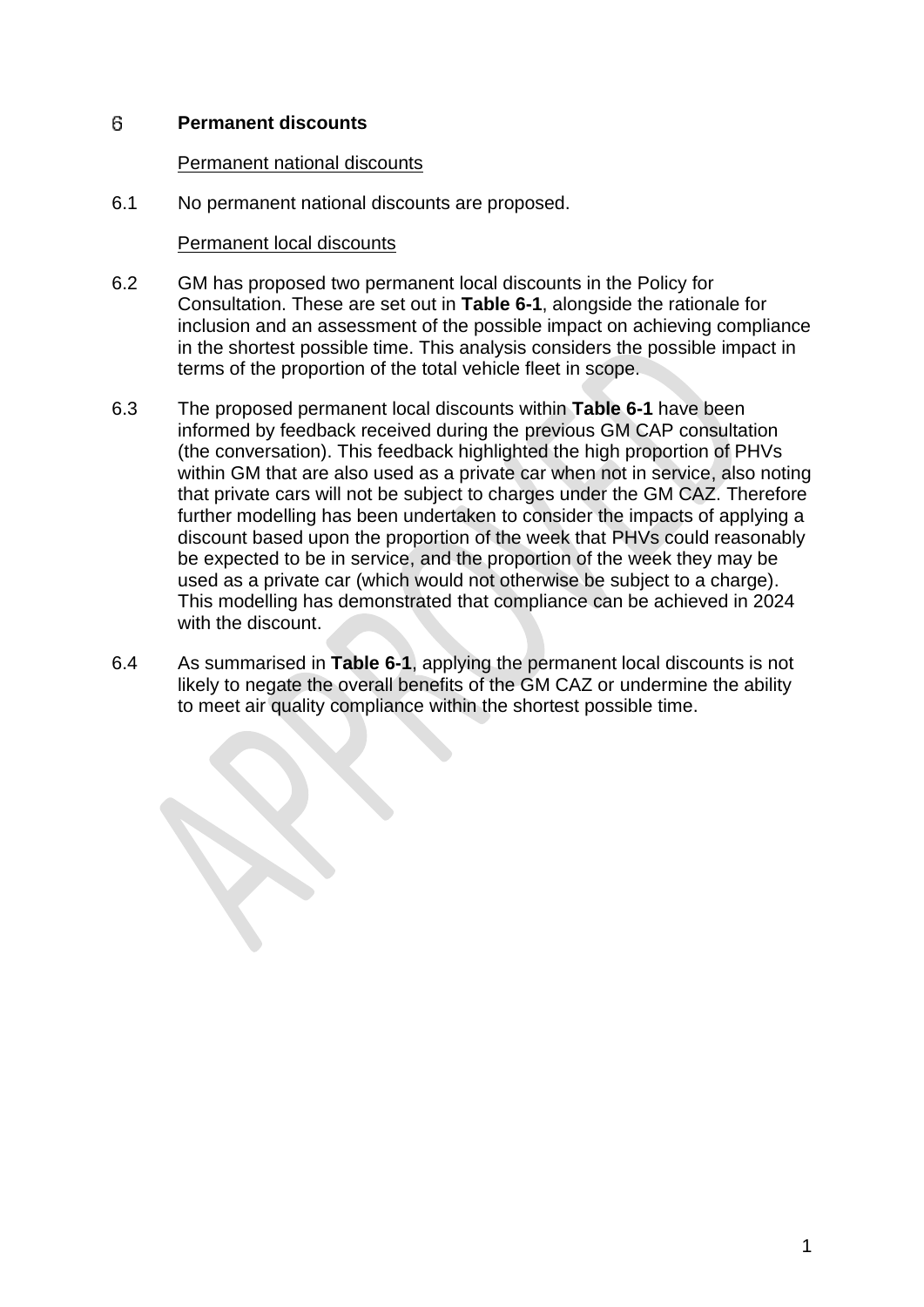# 6 Permanent discounts

Permanent national discounts

6.1 No permanent national discounts are proposed.

Permanent local discounts

6.2 GM has proposed two permanent local discounts in the Policy for Consultation. These are set out in **Table 6-1**, alongside the rationale for inclusion and an assessment of the possible impact on achieving compliance in the shortest possible time. This analysis considers the possible impact in terms of the proportion of the total vehicle fleet in scope.

6.3 The proposed permanent local discounts within **Table 6-1** have been informed by feedback received during the previous GM CAP consultation (the conversation). This feedback highlighted the high proportion of PHVs within GM that are also used as a private car when not in service, also noting that private cars will not be subject to charges under the GM CAZ. Therefore further modelling has been undertaken to consider the impacts of applying a discount based upon the proportion of the week that PHVs could reasonably be expected to be in service, and the proportion of the week they may be used as a private car (which would not otherwise be subject to a charge). This modelling has demonstrated that compliance can be achieved in 2024 with the discount.

6.4 As summarised in **Table 6-1**, applying the permanent local discounts is not likely to negate the overall benefits of the GM CAZ or undermine the ability to meet air quality compliance within the shortest possible time.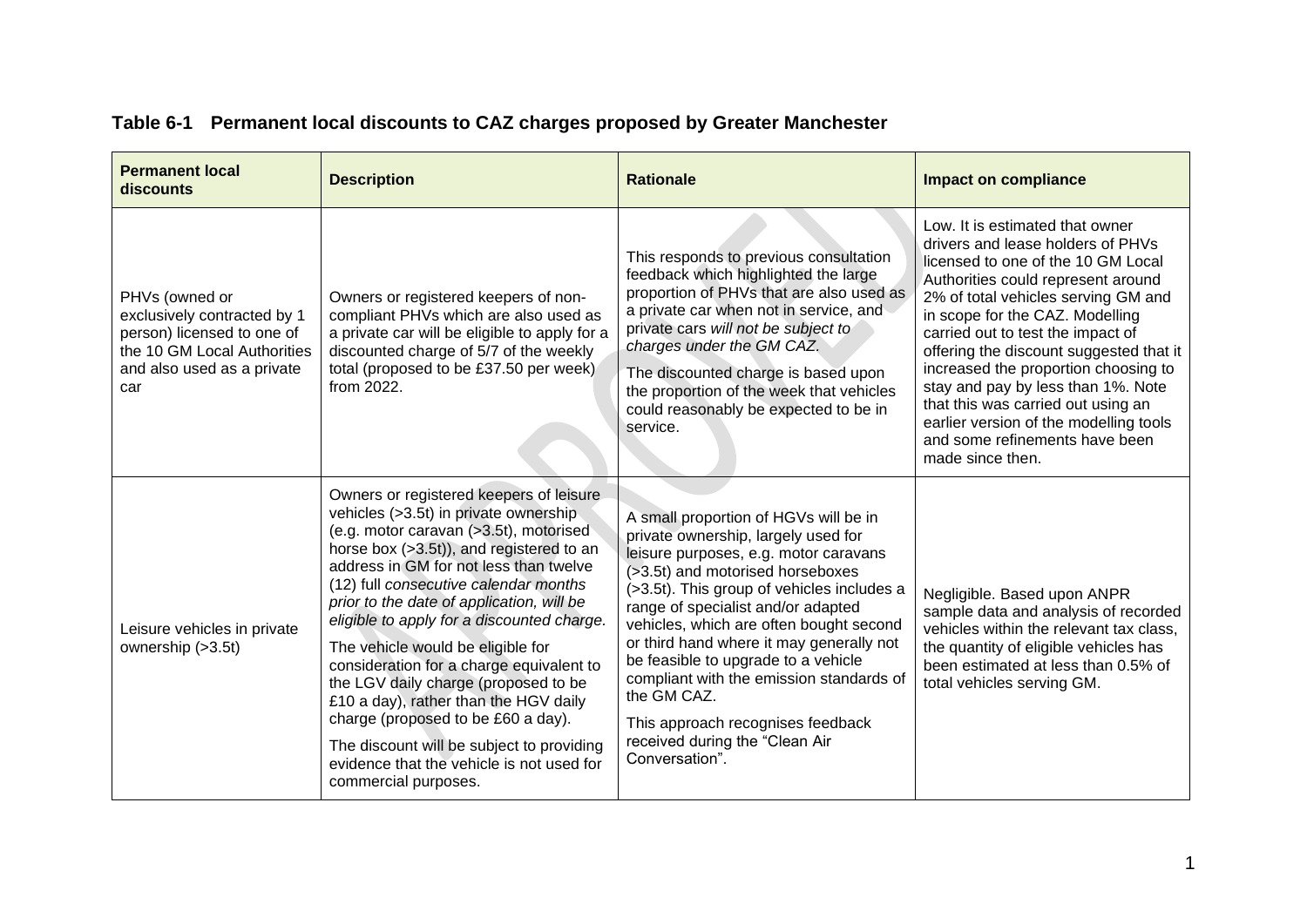**Table 6-1 Permanent local discounts to CAZ charges proposed by Greater Manchester**

| Permanent local discounts | Description | Rationale | Impact on compliance |
|---|---|---|---|
| PHVs (owned or exclusively contracted by 1 person) licensed to one of the 10 GM Local Authorities and also used as a private car | Owners or registered keepers of non-compliant PHVs which are also used as a private car will be eligible to apply for a discounted charge of 5/7 of the weekly total (proposed to be £37.50 per week) from 2022. | This responds to previous consultation feedback which highlighted the large proportion of PHVs that are also used as a private car when not in service, and private cars *will not be subject to charges under the GM CAZ.* <br><br> The discounted charge is based upon the proportion of the week that vehicles could reasonably be expected to be in service. | Low. It is estimated that owner drivers and lease holders of PHVs licensed to one of the 10 GM Local Authorities could represent around 2% of total vehicles serving GM and in scope for the CAZ. Modelling carried out to test the impact of offering the discount suggested that it increased the proportion choosing to stay and pay by less than 1%. Note that this was carried out using an earlier version of the modelling tools and some refinements have been made since then. |
| Leisure vehicles in private ownership (>3.5t) | Owners or registered keepers of leisure vehicles (>3.5t) in private ownership (e.g. motor caravan (>3.5t), motorised horse box (>3.5t)), and registered to an address in GM for not less than twelve (12) full *consecutive calendar months prior to the date of application, will be eligible to apply for a discounted charge.* <br><br> The vehicle would be eligible for consideration for a charge equivalent to the LGV daily charge (proposed to be £10 a day), rather than the HGV daily charge (proposed to be £60 a day). <br><br> The discount will be subject to providing evidence that the vehicle is not used for commercial purposes. | A small proportion of HGVs will be in private ownership, largely used for leisure purposes, e.g. motor caravans (>3.5t) and motorised horseboxes (>3.5t). This group of vehicles includes a range of specialist and/or adapted vehicles, which are often bought second or third hand where it may generally not be feasible to upgrade to a vehicle compliant with the emission standards of the GM CAZ. <br><br> This approach recognises feedback received during the "Clean Air Conversation". | Negligible. Based upon ANPR sample data and analysis of recorded vehicles within the relevant tax class, the quantity of eligible vehicles has been estimated at less than 0.5% of total vehicles serving GM. |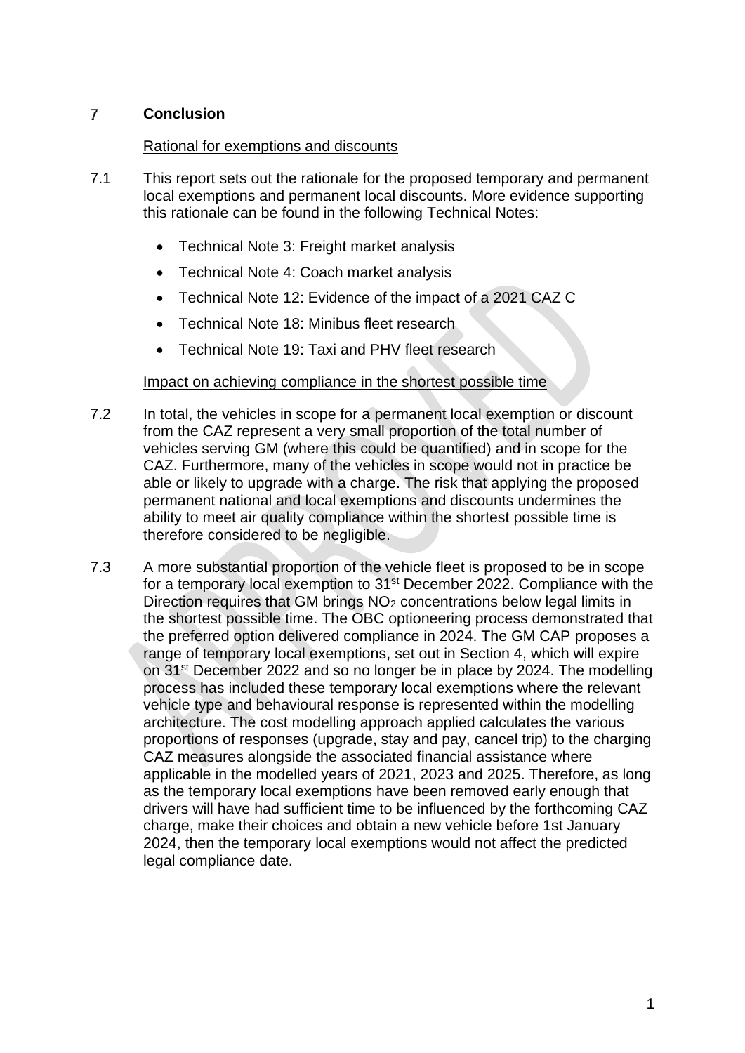## 7 Conclusion

Rational for exemptions and discounts

7.1 This report sets out the rationale for the proposed temporary and permanent local exemptions and permanent local discounts. More evidence supporting this rationale can be found in the following Technical Notes:

- Technical Note 3: Freight market analysis
- Technical Note 4: Coach market analysis
- Technical Note 12: Evidence of the impact of a 2021 CAZ C
- Technical Note 18: Minibus fleet research
- Technical Note 19: Taxi and PHV fleet research

Impact on achieving compliance in the shortest possible time

7.2 In total, the vehicles in scope for a permanent local exemption or discount from the CAZ represent a very small proportion of the total number of vehicles serving GM (where this could be quantified) and in scope for the CAZ. Furthermore, many of the vehicles in scope would not in practice be able or likely to upgrade with a charge. The risk that applying the proposed permanent national and local exemptions and discounts undermines the ability to meet air quality compliance within the shortest possible time is therefore considered to be negligible.

7.3 A more substantial proportion of the vehicle fleet is proposed to be in scope for a temporary local exemption to 31st December 2022. Compliance with the Direction requires that GM brings $NO_2$ concentrations below legal limits in the shortest possible time. The OBC optioneering process demonstrated that the preferred option delivered compliance in 2024. The GM CAP proposes a range of temporary local exemptions, set out in Section 4, which will expire on 31st December 2022 and so no longer be in place by 2024. The modelling process has included these temporary local exemptions where the relevant vehicle type and behavioural response is represented within the modelling architecture. The cost modelling approach applied calculates the various proportions of responses (upgrade, stay and pay, cancel trip) to the charging CAZ measures alongside the associated financial assistance where applicable in the modelled years of 2021, 2023 and 2025. Therefore, as long as the temporary local exemptions have been removed early enough that drivers will have had sufficient time to be influenced by the forthcoming CAZ charge, make their choices and obtain a new vehicle before 1st January 2024, then the temporary local exemptions would not affect the predicted legal compliance date.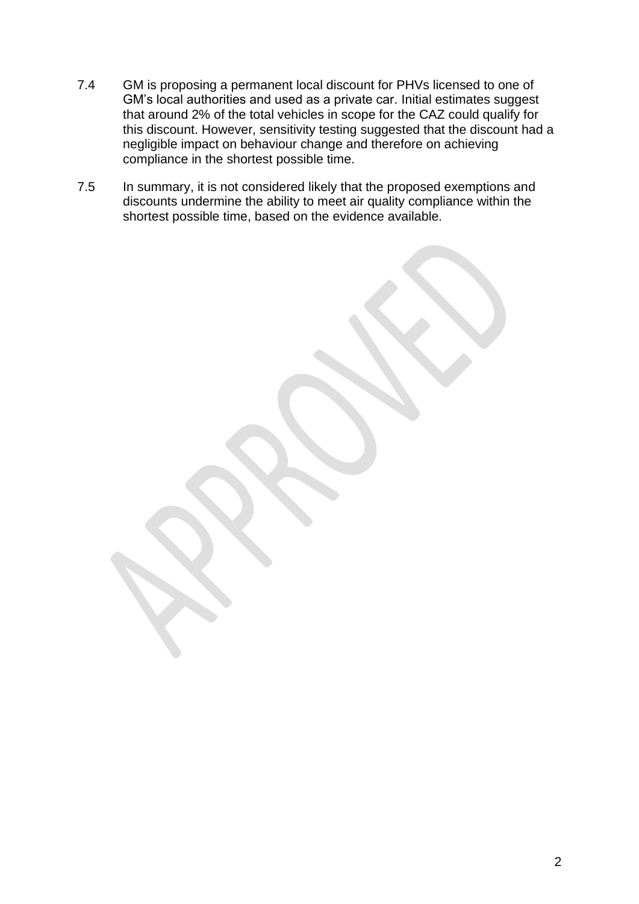7.4 GM is proposing a permanent local discount for PHVs licensed to one of GM's local authorities and used as a private car. Initial estimates suggest that around 2% of the total vehicles in scope for the CAZ could qualify for this discount. However, sensitivity testing suggested that the discount had a negligible impact on behaviour change and therefore on achieving compliance in the shortest possible time.

7.5 In summary, it is not considered likely that the proposed exemptions and discounts undermine the ability to meet air quality compliance within the shortest possible time, based on the evidence available.